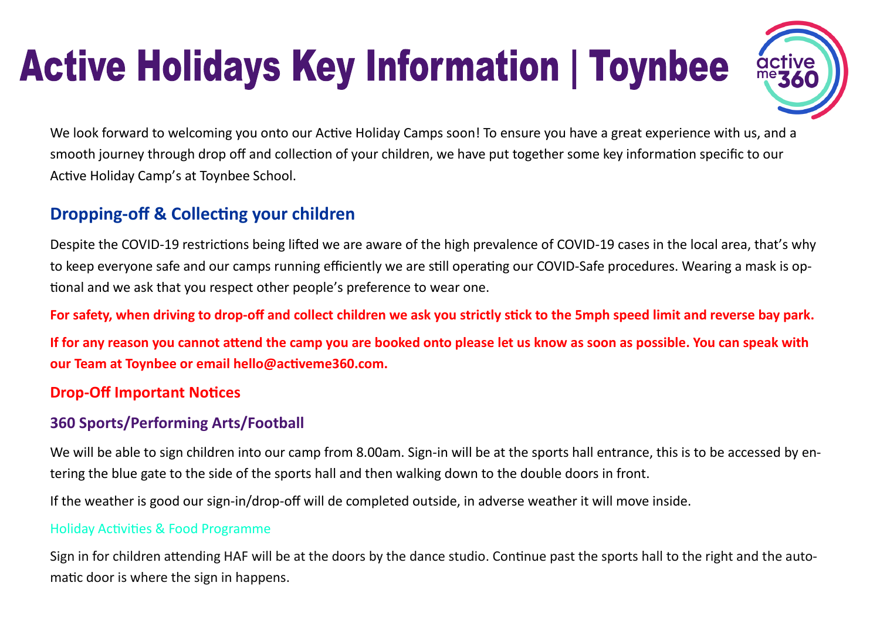# Active Holidays Key Information | Toynbee

We look forward to welcoming you onto our Active Holiday Camps soon! To ensure you have a great experience with us, and a smooth journey through drop off and collection of your children, we have put together some key information specific to our Active Holiday Camp's at Toynbee School.

## Dropping-off & Collecting your children

Despite the COVID-19 restrictions being lifted we are aware of the high prevalence of COVID-19 cases in the local area, that's why to keep everyone safe and our camps running efficiently we are still operating our COVID-Safe procedures. Wearing a mask is optional and we ask that you respect other people's preference to wear one.

**For safety, when driving to drop-off and collect children we ask you strictly stick to the 5mph speed limit and reverse bay park.**

**If for any reason you cannot attend the camp you are booked onto please let us know as soon as possible. You can speak with our Team at Toynbee or email hello@activeme360.com.**

## Drop-Off Important Notices

### 360 Sports/Performing Arts/Football

We will be able to sign children into our camp from 8.00am. Sign-in will be at the sports hall entrance, this is to be accessed by entering the blue gate to the side of the sports hall and then walking down to the double doors in front.

If the weather is good our sign-in/drop-off will de completed outside, in adverse weather it will move inside.

#### Holiday Activities & Food Programme

Sign in for children attending HAF will be at the doors by the dance studio. Continue past the sports hall to the right and the automatic door is where the sign in happens.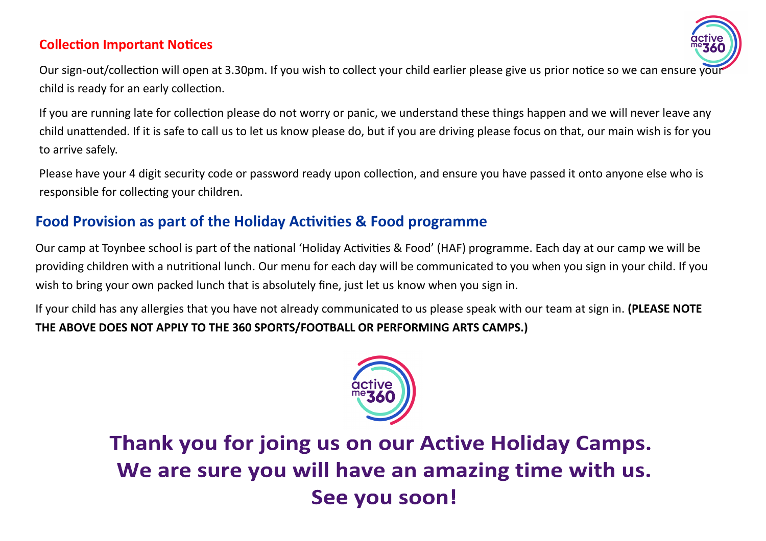## Collection Important Notices

Our sign-out/collection will open at 3.30pm. If you wish to collect your child earlier please give us prior notice so we can ensure your child is ready for an early collection.

If you are running late for collection please do not worry or panic, we understand these things happen and we will never leave any child unattended. If it is safe to call us to let us know please do, but if you are driving please focus on that, our main wish is for you to arrive safely.

Please have your 4 digit security code or password ready upon collection, and ensure you have passed it onto anyone else who is responsible for collecting your children.

## Food Provision as part of the Holiday Activities & Food programme

Our camp at Toynbee school is part of the national 'Holiday Activities & Food' (HAF) programme. Each day at our camp we will be providing children with a nutritional lunch. Our menu for each day will be communicated to you when you sign in your child. If you wish to bring your own packed lunch that is absolutely fine, just let us know when you sign in.

If your child has any allergies that you have not already communicated to us please speak with our team at sign in. **(PLEASE NOTE THE ABOVE DOES NOT APPLY TO THE 360 SPORTS/FOOTBALL OR PERFORMING ARTS CAMPS.)**

**Thank you for joing us on our Active Holiday Camps.**
**We are sure you will have an amazing time with us.**
**See you soon!**